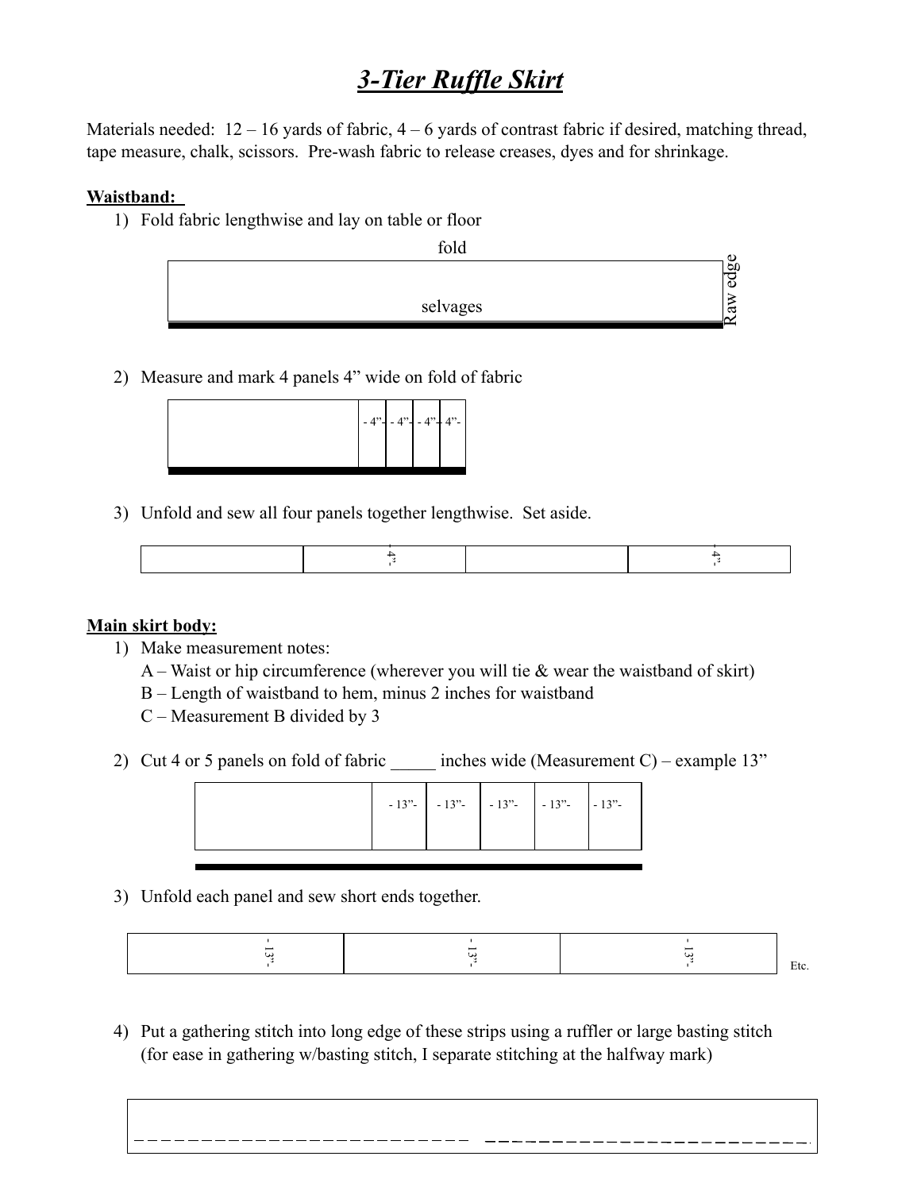# *3-Tier Ruffle Skirt*

Materials needed: 12 – 16 yards of fabric, 4 – 6 yards of contrast fabric if desired, matching thread, tape measure, chalk, scissors. Pre-wash fabric to release creases, dyes and for shrinkage.

**Waistband:**

1) Fold fabric lengthwise and lay on table or floor

fold

selvages

Raw edge

2) Measure and mark 4 panels 4" wide on fold of fabric

- 4"- - 4"- - 4"- - 4"-

3) Unfold and sew all four panels together lengthwise. Set aside.

- 4"- - 4"-

**Main skirt body:**

1) Make measurement notes:
   A – Waist or hip circumference (wherever you will tie & wear the waistband of skirt)
   B – Length of waistband to hem, minus 2 inches for waistband
   C – Measurement B divided by 3

2) Cut 4 or 5 panels on fold of fabric _____ inches wide (Measurement C) – example 13"

- 13"- - 13"- - 13"- - 13"- - 13"-

3) Unfold each panel and sew short ends together.

- 13"- - 13"- - 13"- Etc.

4) Put a gathering stitch into long edge of these strips using a ruffler or large basting stitch (for ease in gathering w/basting stitch, I separate stitching at the halfway mark)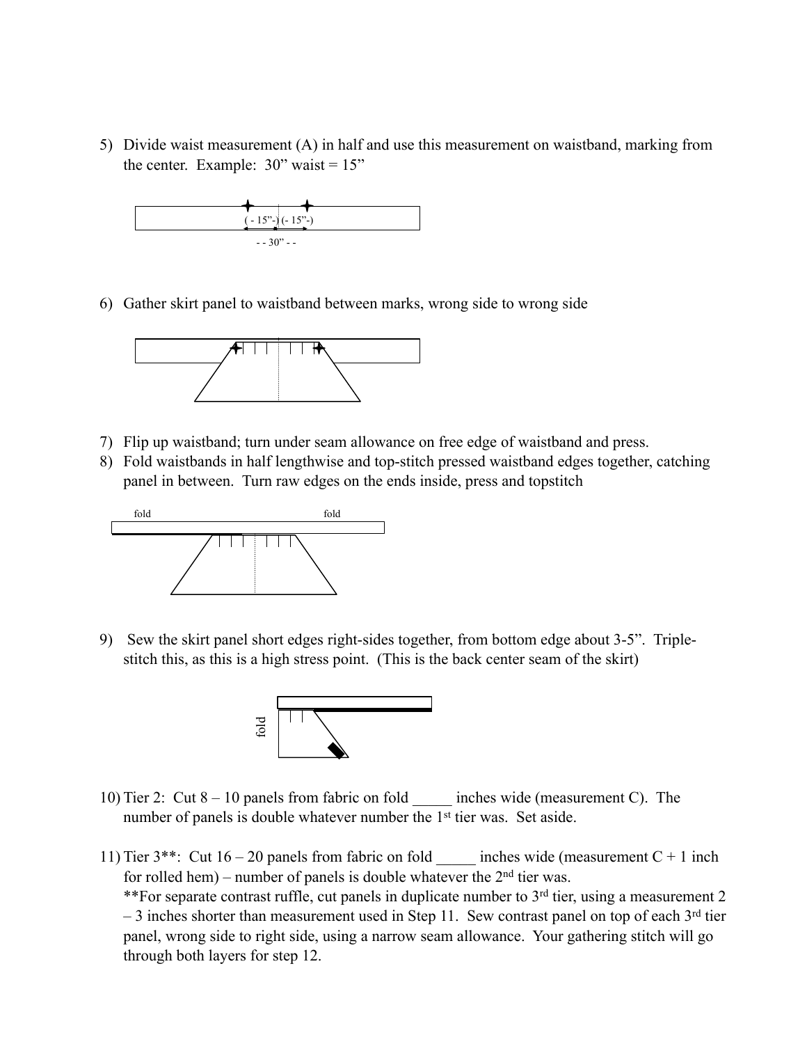5) Divide waist measurement (A) in half and use this measurement on waistband, marking from the center. Example: 30" waist = 15"

( - 15"-) (- 15"-)

- - 30" - -

6) Gather skirt panel to waistband between marks, wrong side to wrong side

7) Flip up waistband; turn under seam allowance on free edge of waistband and press.
8) Fold waistbands in half lengthwise and top-stitch pressed waistband edges together, catching panel in between. Turn raw edges on the ends inside, press and topstitch

fold fold

9) Sew the skirt panel short edges right-sides together, from bottom edge about 3-5". Triple-stitch this, as this is a high stress point. (This is the back center seam of the skirt)

fold

10) Tier 2: Cut 8 – 10 panels from fabric on fold _____ inches wide (measurement C). The number of panels is double whatever number the 1st tier was. Set aside.

11) Tier 3**: Cut 16 – 20 panels from fabric on fold _____ inches wide (measurement C + 1 inch for rolled hem) – number of panels is double whatever the 2nd tier was.
**For separate contrast ruffle, cut panels in duplicate number to 3rd tier, using a measurement 2 – 3 inches shorter than measurement used in Step 11. Sew contrast panel on top of each 3rd tier panel, wrong side to right side, using a narrow seam allowance. Your gathering stitch will go through both layers for step 12.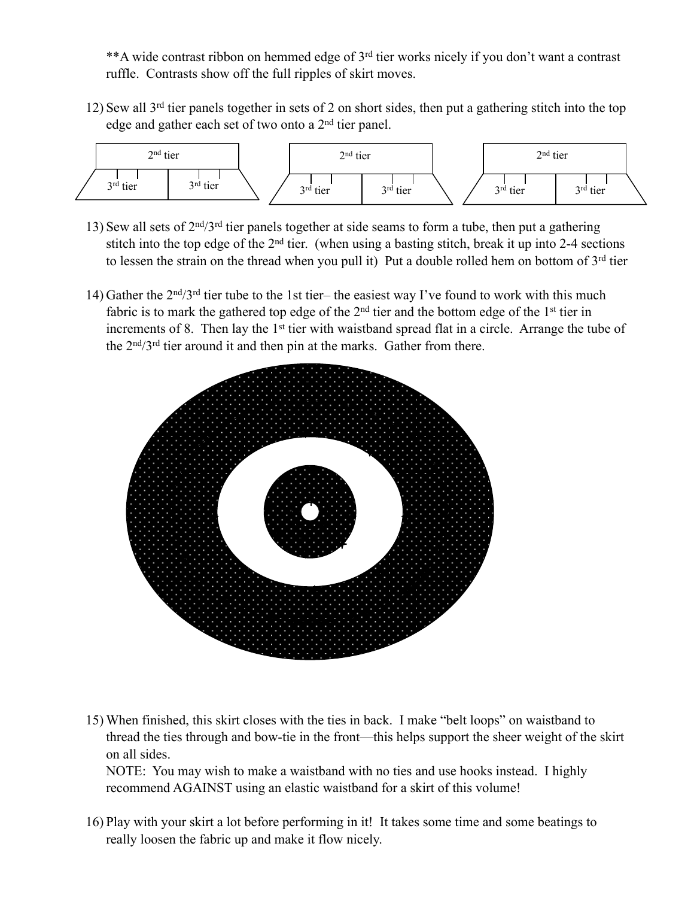**A wide contrast ribbon on hemmed edge of 3rd tier works nicely if you don't want a contrast ruffle. Contrasts show off the full ripples of skirt moves.

12) Sew all 3rd tier panels together in sets of 2 on short sides, then put a gathering stitch into the top edge and gather each set of two onto a 2nd tier panel.

13) Sew all sets of 2nd/3rd tier panels together at side seams to form a tube, then put a gathering stitch into the top edge of the 2nd tier. (when using a basting stitch, break it up into 2-4 sections to lessen the strain on the thread when you pull it) Put a double rolled hem on bottom of 3rd tier

14) Gather the 2nd/3rd tier tube to the 1st tier– the easiest way I've found to work with this much fabric is to mark the gathered top edge of the 2nd tier and the bottom edge of the 1st tier in increments of 8. Then lay the 1st tier with waistband spread flat in a circle. Arrange the tube of the 2nd/3rd tier around it and then pin at the marks. Gather from there.

15) When finished, this skirt closes with the ties in back. I make "belt loops" on waistband to thread the ties through and bow-tie in the front—this helps support the sheer weight of the skirt on all sides.
    NOTE: You may wish to make a waistband with no ties and use hooks instead. I highly recommend AGAINST using an elastic waistband for a skirt of this volume!

16) Play with your skirt a lot before performing in it! It takes some time and some beatings to really loosen the fabric up and make it flow nicely.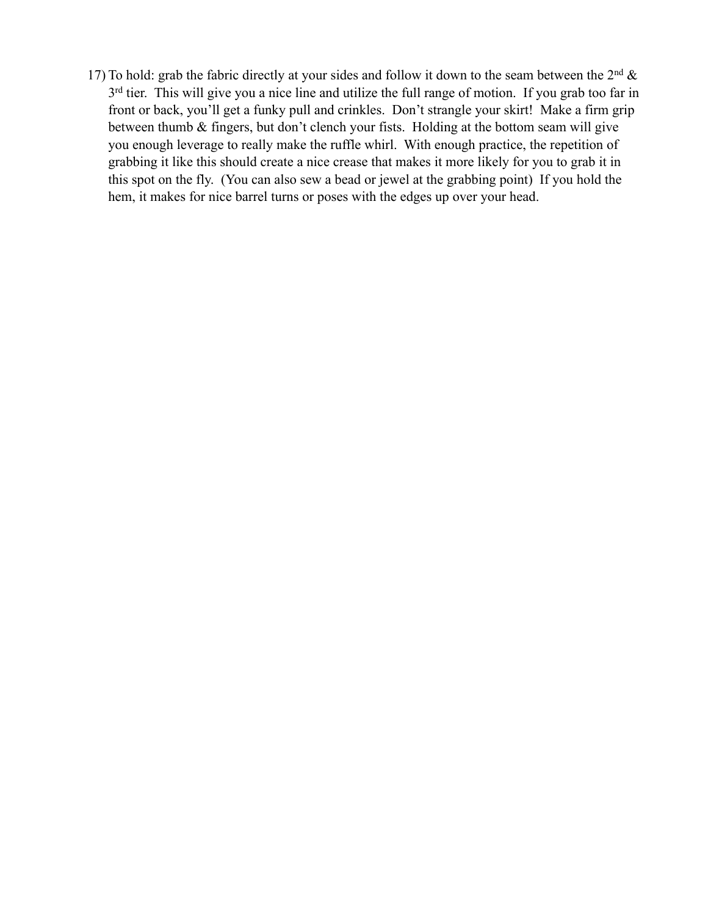17) To hold: grab the fabric directly at your sides and follow it down to the seam between the 2nd & 3rd tier. This will give you a nice line and utilize the full range of motion. If you grab too far in front or back, you'll get a funky pull and crinkles. Don't strangle your skirt! Make a firm grip between thumb & fingers, but don't clench your fists. Holding at the bottom seam will give you enough leverage to really make the ruffle whirl. With enough practice, the repetition of grabbing it like this should create a nice crease that makes it more likely for you to grab it in this spot on the fly. (You can also sew a bead or jewel at the grabbing point) If you hold the hem, it makes for nice barrel turns or poses with the edges up over your head.